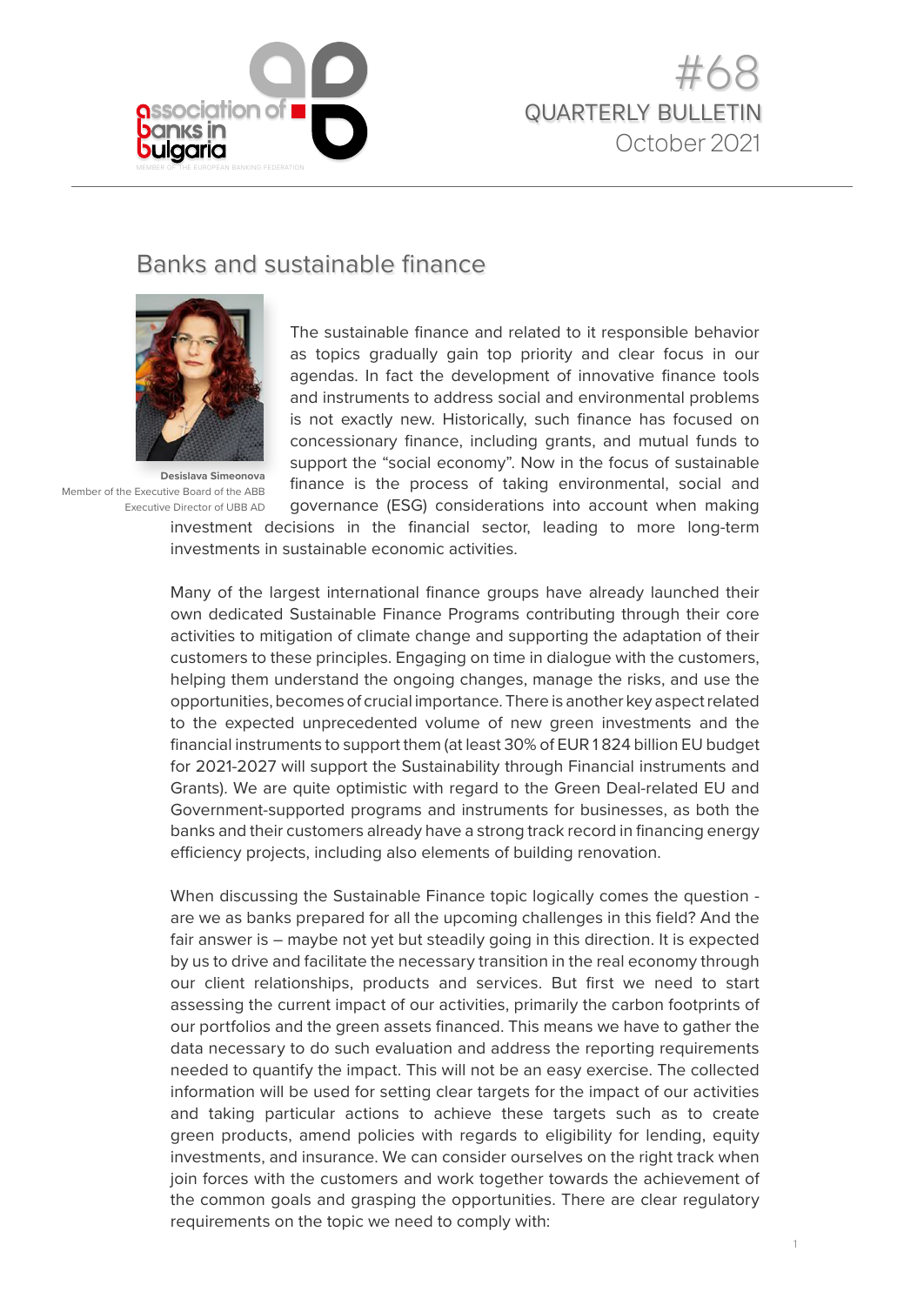#68
QUARTERLY BULLETIN
October 2021

## Banks and sustainable finance

**Desislava Simeonova**
Member of the Executive Board of the ABB
Executive Director of UBB AD

The sustainable finance and related to it responsible behavior as topics gradually gain top priority and clear focus in our agendas. In fact the development of innovative finance tools and instruments to address social and environmental problems is not exactly new. Historically, such finance has focused on concessionary finance, including grants, and mutual funds to support the "social economy". Now in the focus of sustainable finance is the process of taking environmental, social and governance (ESG) considerations into account when making investment decisions in the financial sector, leading to more long-term investments in sustainable economic activities.

Many of the largest international finance groups have already launched their own dedicated Sustainable Finance Programs contributing through their core activities to mitigation of climate change and supporting the adaptation of their customers to these principles. Engaging on time in dialogue with the customers, helping them understand the ongoing changes, manage the risks, and use the opportunities, becomes of crucial importance. There is another key aspect related to the expected unprecedented volume of new green investments and the financial instruments to support them (at least 30% of EUR 1 824 billion EU budget for 2021-2027 will support the Sustainability through Financial instruments and Grants). We are quite optimistic with regard to the Green Deal-related EU and Government-supported programs and instruments for businesses, as both the banks and their customers already have a strong track record in financing energy efficiency projects, including also elements of building renovation.

When discussing the Sustainable Finance topic logically comes the question - are we as banks prepared for all the upcoming challenges in this field? And the fair answer is – maybe not yet but steadily going in this direction. It is expected by us to drive and facilitate the necessary transition in the real economy through our client relationships, products and services. But first we need to start assessing the current impact of our activities, primarily the carbon footprints of our portfolios and the green assets financed. This means we have to gather the data necessary to do such evaluation and address the reporting requirements needed to quantify the impact. This will not be an easy exercise. The collected information will be used for setting clear targets for the impact of our activities and taking particular actions to achieve these targets such as to create green products, amend policies with regards to eligibility for lending, equity investments, and insurance. We can consider ourselves on the right track when join forces with the customers and work together towards the achievement of the common goals and grasping the opportunities. There are clear regulatory requirements on the topic we need to comply with: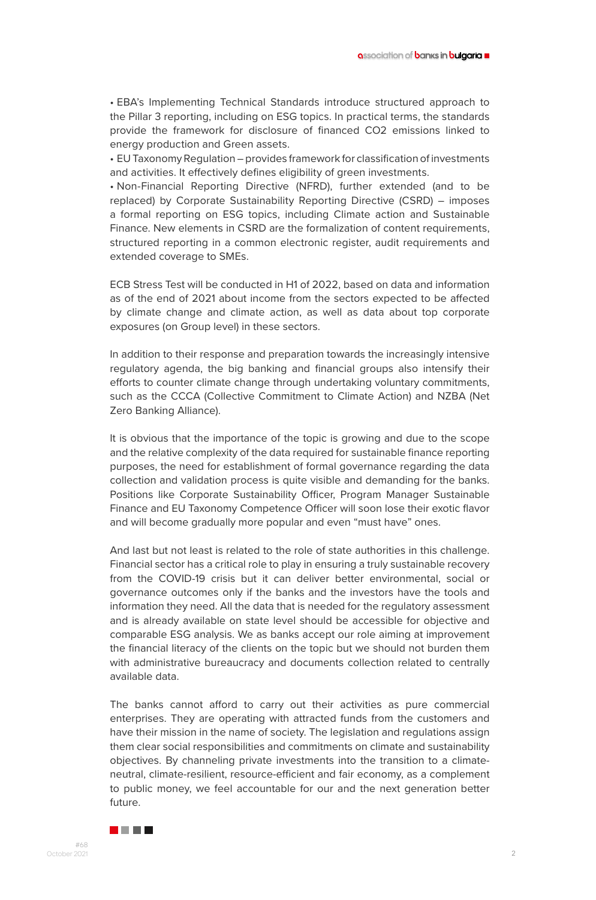- EBA's Implementing Technical Standards introduce structured approach to the Pillar 3 reporting, including on ESG topics. In practical terms, the standards provide the framework for disclosure of financed $CO_2$ emissions linked to energy production and Green assets.
- EU Taxonomy Regulation – provides framework for classification of investments and activities. It effectively defines eligibility of green investments.
- Non-Financial Reporting Directive (NFRD), further extended (and to be replaced) by Corporate Sustainability Reporting Directive (CSRD) – imposes a formal reporting on ESG topics, including Climate action and Sustainable Finance. New elements in CSRD are the formalization of content requirements, structured reporting in a common electronic register, audit requirements and extended coverage to SMEs.

ECB Stress Test will be conducted in H1 of 2022, based on data and information as of the end of 2021 about income from the sectors expected to be affected by climate change and climate action, as well as data about top corporate exposures (on Group level) in these sectors.

In addition to their response and preparation towards the increasingly intensive regulatory agenda, the big banking and financial groups also intensify their efforts to counter climate change through undertaking voluntary commitments, such as the CCCA (Collective Commitment to Climate Action) and NZBA (Net Zero Banking Alliance).

It is obvious that the importance of the topic is growing and due to the scope and the relative complexity of the data required for sustainable finance reporting purposes, the need for establishment of formal governance regarding the data collection and validation process is quite visible and demanding for the banks. Positions like Corporate Sustainability Officer, Program Manager Sustainable Finance and EU Taxonomy Competence Officer will soon lose their exotic flavor and will become gradually more popular and even "must have" ones.

And last but not least is related to the role of state authorities in this challenge. Financial sector has a critical role to play in ensuring a truly sustainable recovery from the COVID-19 crisis but it can deliver better environmental, social or governance outcomes only if the banks and the investors have the tools and information they need. All the data that is needed for the regulatory assessment and is already available on state level should be accessible for objective and comparable ESG analysis. We as banks accept our role aiming at improvement the financial literacy of the clients on the topic but we should not burden them with administrative bureaucracy and documents collection related to centrally available data.

The banks cannot afford to carry out their activities as pure commercial enterprises. They are operating with attracted funds from the customers and have their mission in the name of society. The legislation and regulations assign them clear social responsibilities and commitments on climate and sustainability objectives. By channeling private investments into the transition to a climate-neutral, climate-resilient, resource-efficient and fair economy, as a complement to public money, we feel accountable for our and the next generation better future.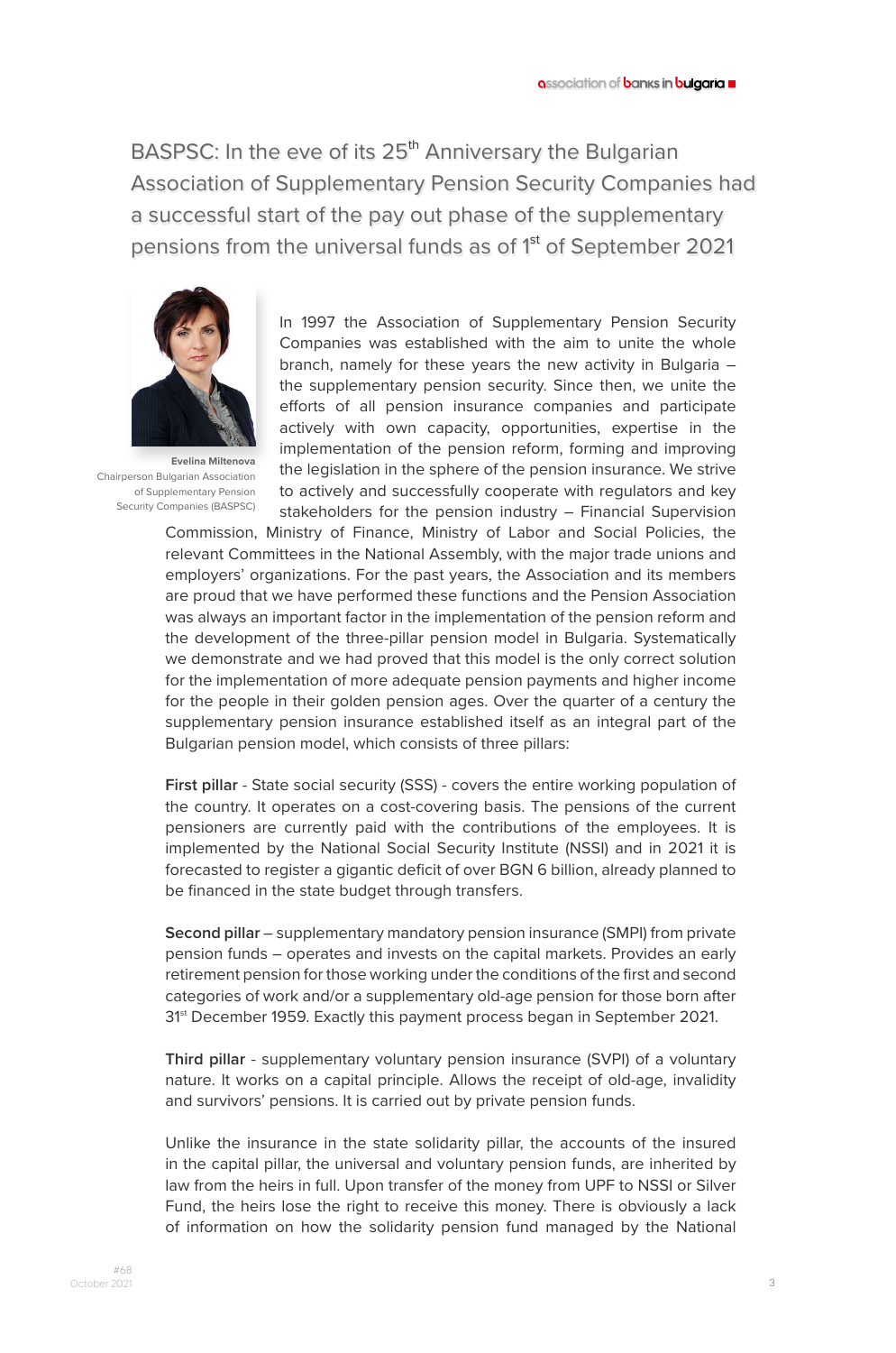# BASPSC: In the eve of its 25th Anniversary the Bulgarian Association of Supplementary Pension Security Companies had a successful start of the pay out phase of the supplementary pensions from the universal funds as of 1st of September 2021

**Evelina Miltenova**
Chairperson Bulgarian Association of Supplementary Pension Security Companies (BASPSC)

In 1997 the Association of Supplementary Pension Security Companies was established with the aim to unite the whole branch, namely for these years the new activity in Bulgaria – the supplementary pension security. Since then, we unite the efforts of all pension insurance companies and participate actively with own capacity, opportunities, expertise in the implementation of the pension reform, forming and improving the legislation in the sphere of the pension insurance. We strive to actively and successfully cooperate with regulators and key stakeholders for the pension industry – Financial Supervision Commission, Ministry of Finance, Ministry of Labor and Social Policies, the relevant Committees in the National Assembly, with the major trade unions and employers' organizations. For the past years, the Association and its members are proud that we have performed these functions and the Pension Association was always an important factor in the implementation of the pension reform and the development of the three-pillar pension model in Bulgaria. Systematically we demonstrate and we had proved that this model is the only correct solution for the implementation of more adequate pension payments and higher income for the people in their golden pension ages. Over the quarter of a century the supplementary pension insurance established itself as an integral part of the Bulgarian pension model, which consists of three pillars:

**First pillar** - State social security (SSS) - covers the entire working population of the country. It operates on a cost-covering basis. The pensions of the current pensioners are currently paid with the contributions of the employees. It is implemented by the National Social Security Institute (NSSI) and in 2021 it is forecasted to register a gigantic deficit of over BGN 6 billion, already planned to be financed in the state budget through transfers.

**Second pillar** – supplementary mandatory pension insurance (SMPI) from private pension funds – operates and invests on the capital markets. Provides an early retirement pension for those working under the conditions of the first and second categories of work and/or a supplementary old-age pension for those born after 31st December 1959. Exactly this payment process began in September 2021.

**Third pillar** - supplementary voluntary pension insurance (SVPI) of a voluntary nature. It works on a capital principle. Allows the receipt of old-age, invalidity and survivors' pensions. It is carried out by private pension funds.

Unlike the insurance in the state solidarity pillar, the accounts of the insured in the capital pillar, the universal and voluntary pension funds, are inherited by law from the heirs in full. Upon transfer of the money from UPF to NSSI or Silver Fund, the heirs lose the right to receive this money. There is obviously a lack of information on how the solidarity pension fund managed by the National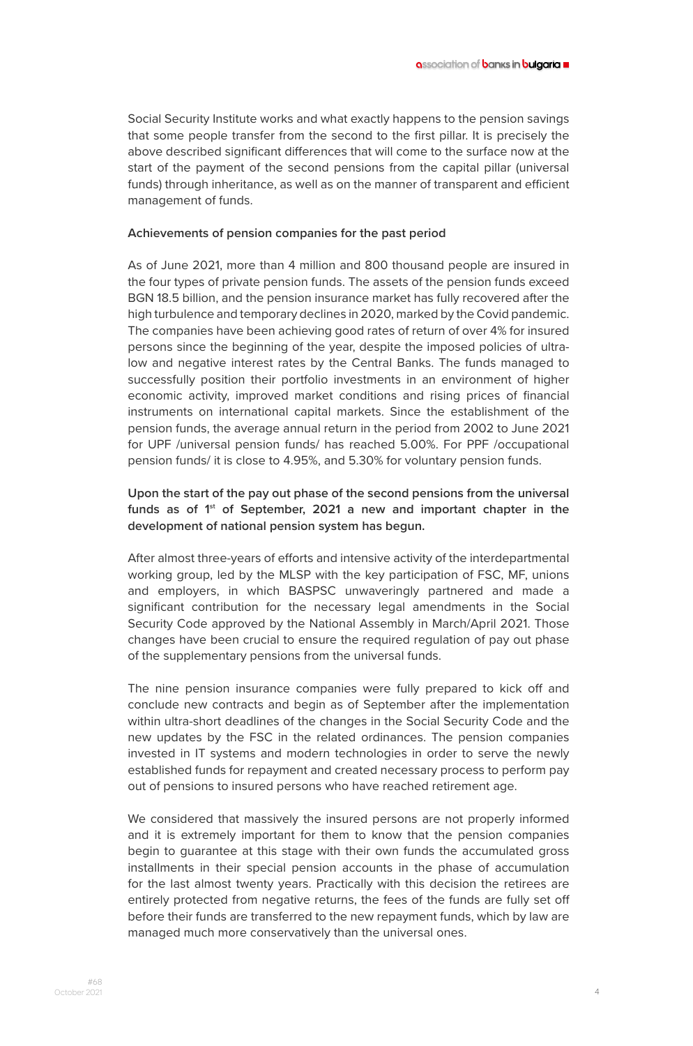Social Security Institute works and what exactly happens to the pension savings that some people transfer from the second to the first pillar. It is precisely the above described significant differences that will come to the surface now at the start of the payment of the second pensions from the capital pillar (universal funds) through inheritance, as well as on the manner of transparent and efficient management of funds.

**Achievements of pension companies for the past period**

As of June 2021, more than 4 million and 800 thousand people are insured in the four types of private pension funds. The assets of the pension funds exceed BGN 18.5 billion, and the pension insurance market has fully recovered after the high turbulence and temporary declines in 2020, marked by the Covid pandemic. The companies have been achieving good rates of return of over 4% for insured persons since the beginning of the year, despite the imposed policies of ultra-low and negative interest rates by the Central Banks. The funds managed to successfully position their portfolio investments in an environment of higher economic activity, improved market conditions and rising prices of financial instruments on international capital markets. Since the establishment of the pension funds, the average annual return in the period from 2002 to June 2021 for UPF /universal pension funds/ has reached 5.00%. For PPF /occupational pension funds/ it is close to 4.95%, and 5.30% for voluntary pension funds.

**Upon the start of the pay out phase of the second pensions from the universal funds as of 1st of September, 2021 a new and important chapter in the development of national pension system has begun.**

After almost three-years of efforts and intensive activity of the interdepartmental working group, led by the MLSP with the key participation of FSC, MF, unions and employers, in which BASPSC unwaveringly partnered and made a significant contribution for the necessary legal amendments in the Social Security Code approved by the National Assembly in March/April 2021. Those changes have been crucial to ensure the required regulation of pay out phase of the supplementary pensions from the universal funds.

The nine pension insurance companies were fully prepared to kick off and conclude new contracts and begin as of September after the implementation within ultra-short deadlines of the changes in the Social Security Code and the new updates by the FSC in the related ordinances. The pension companies invested in IT systems and modern technologies in order to serve the newly established funds for repayment and created necessary process to perform pay out of pensions to insured persons who have reached retirement age.

We considered that massively the insured persons are not properly informed and it is extremely important for them to know that the pension companies begin to guarantee at this stage with their own funds the accumulated gross installments in their special pension accounts in the phase of accumulation for the last almost twenty years. Practically with this decision the retirees are entirely protected from negative returns, the fees of the funds are fully set off before their funds are transferred to the new repayment funds, which by law are managed much more conservatively than the universal ones.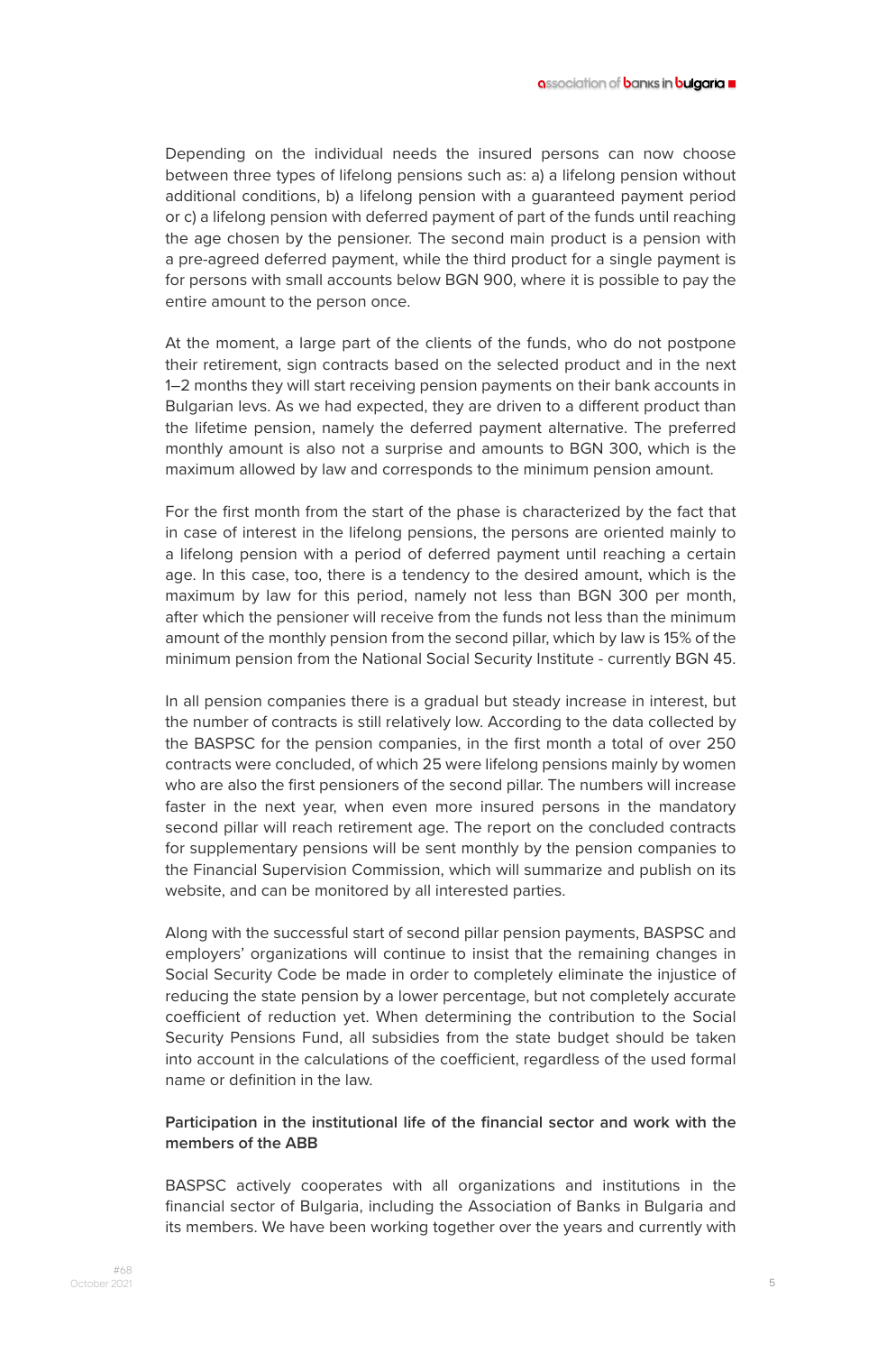Depending on the individual needs the insured persons can now choose between three types of lifelong pensions such as: a) a lifelong pension without additional conditions, b) a lifelong pension with a guaranteed payment period or c) a lifelong pension with deferred payment of part of the funds until reaching the age chosen by the pensioner. The second main product is a pension with a pre-agreed deferred payment, while the third product for a single payment is for persons with small accounts below BGN 900, where it is possible to pay the entire amount to the person once.

At the moment, a large part of the clients of the funds, who do not postpone their retirement, sign contracts based on the selected product and in the next 1–2 months they will start receiving pension payments on their bank accounts in Bulgarian levs. As we had expected, they are driven to a different product than the lifetime pension, namely the deferred payment alternative. The preferred monthly amount is also not a surprise and amounts to BGN 300, which is the maximum allowed by law and corresponds to the minimum pension amount.

For the first month from the start of the phase is characterized by the fact that in case of interest in the lifelong pensions, the persons are oriented mainly to a lifelong pension with a period of deferred payment until reaching a certain age. In this case, too, there is a tendency to the desired amount, which is the maximum by law for this period, namely not less than BGN 300 per month, after which the pensioner will receive from the funds not less than the minimum amount of the monthly pension from the second pillar, which by law is 15% of the minimum pension from the National Social Security Institute - currently BGN 45.

In all pension companies there is a gradual but steady increase in interest, but the number of contracts is still relatively low. According to the data collected by the BASPSC for the pension companies, in the first month a total of over 250 contracts were concluded, of which 25 were lifelong pensions mainly by women who are also the first pensioners of the second pillar. The numbers will increase faster in the next year, when even more insured persons in the mandatory second pillar will reach retirement age. The report on the concluded contracts for supplementary pensions will be sent monthly by the pension companies to the Financial Supervision Commission, which will summarize and publish on its website, and can be monitored by all interested parties.

Along with the successful start of second pillar pension payments, BASPSC and employers' organizations will continue to insist that the remaining changes in Social Security Code be made in order to completely eliminate the injustice of reducing the state pension by a lower percentage, but not completely accurate coefficient of reduction yet. When determining the contribution to the Social Security Pensions Fund, all subsidies from the state budget should be taken into account in the calculations of the coefficient, regardless of the used formal name or definition in the law.

**Participation in the institutional life of the financial sector and work with the members of the ABB**

BASPSC actively cooperates with all organizations and institutions in the financial sector of Bulgaria, including the Association of Banks in Bulgaria and its members. We have been working together over the years and currently with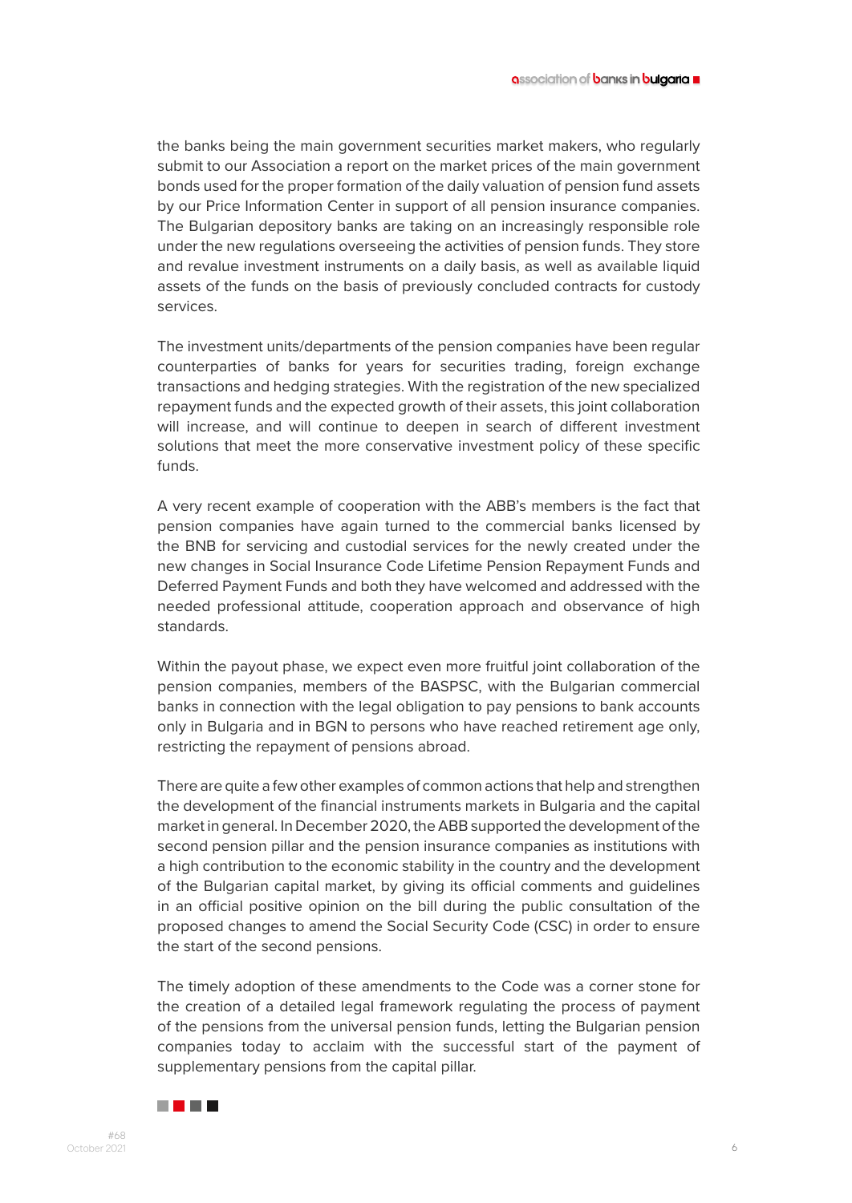the banks being the main government securities market makers, who regularly submit to our Association a report on the market prices of the main government bonds used for the proper formation of the daily valuation of pension fund assets by our Price Information Center in support of all pension insurance companies. The Bulgarian depository banks are taking on an increasingly responsible role under the new regulations overseeing the activities of pension funds. They store and revalue investment instruments on a daily basis, as well as available liquid assets of the funds on the basis of previously concluded contracts for custody services.

The investment units/departments of the pension companies have been regular counterparties of banks for years for securities trading, foreign exchange transactions and hedging strategies. With the registration of the new specialized repayment funds and the expected growth of their assets, this joint collaboration will increase, and will continue to deepen in search of different investment solutions that meet the more conservative investment policy of these specific funds.

A very recent example of cooperation with the ABB's members is the fact that pension companies have again turned to the commercial banks licensed by the BNB for servicing and custodial services for the newly created under the new changes in Social Insurance Code Lifetime Pension Repayment Funds and Deferred Payment Funds and both they have welcomed and addressed with the needed professional attitude, cooperation approach and observance of high standards.

Within the payout phase, we expect even more fruitful joint collaboration of the pension companies, members of the BASPSC, with the Bulgarian commercial banks in connection with the legal obligation to pay pensions to bank accounts only in Bulgaria and in BGN to persons who have reached retirement age only, restricting the repayment of pensions abroad.

There are quite a few other examples of common actions that help and strengthen the development of the financial instruments markets in Bulgaria and the capital market in general. In December 2020, the ABB supported the development of the second pension pillar and the pension insurance companies as institutions with a high contribution to the economic stability in the country and the development of the Bulgarian capital market, by giving its official comments and guidelines in an official positive opinion on the bill during the public consultation of the proposed changes to amend the Social Security Code (CSC) in order to ensure the start of the second pensions.

The timely adoption of these amendments to the Code was a corner stone for the creation of a detailed legal framework regulating the process of payment of the pensions from the universal pension funds, letting the Bulgarian pension companies today to acclaim with the successful start of the payment of supplementary pensions from the capital pillar.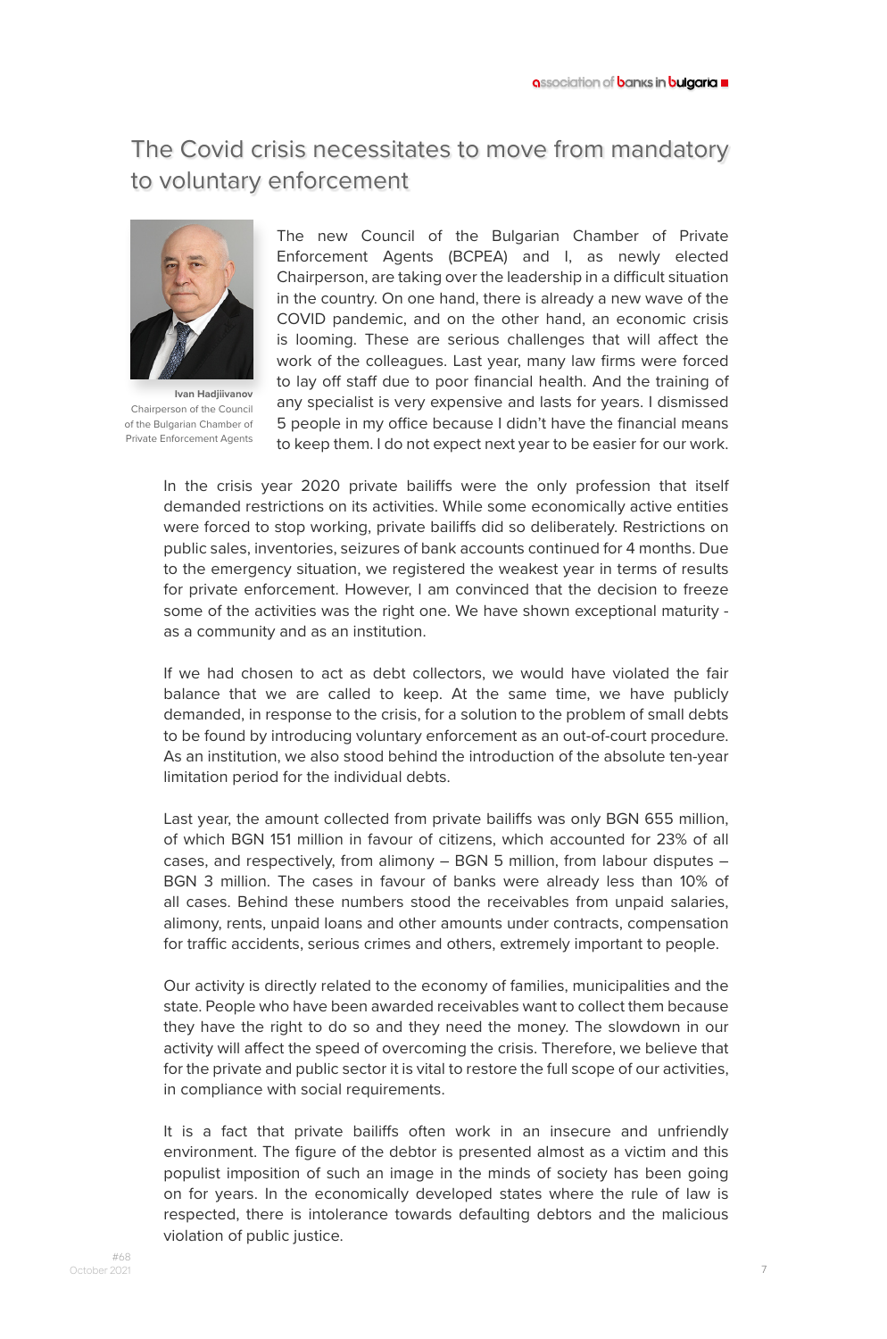# The Covid crisis necessitates to move from mandatory to voluntary enforcement

**Ivan Hadjiivanov**
Chairperson of the Council of the Bulgarian Chamber of Private Enforcement Agents

The new Council of the Bulgarian Chamber of Private Enforcement Agents (BCPEA) and I, as newly elected Chairperson, are taking over the leadership in a difficult situation in the country. On one hand, there is already a new wave of the COVID pandemic, and on the other hand, an economic crisis is looming. These are serious challenges that will affect the work of the colleagues. Last year, many law firms were forced to lay off staff due to poor financial health. And the training of any specialist is very expensive and lasts for years. I dismissed 5 people in my office because I didn't have the financial means to keep them. I do not expect next year to be easier for our work.

In the crisis year 2020 private bailiffs were the only profession that itself demanded restrictions on its activities. While some economically active entities were forced to stop working, private bailiffs did so deliberately. Restrictions on public sales, inventories, seizures of bank accounts continued for 4 months. Due to the emergency situation, we registered the weakest year in terms of results for private enforcement. However, I am convinced that the decision to freeze some of the activities was the right one. We have shown exceptional maturity - as a community and as an institution.

If we had chosen to act as debt collectors, we would have violated the fair balance that we are called to keep. At the same time, we have publicly demanded, in response to the crisis, for a solution to the problem of small debts to be found by introducing voluntary enforcement as an out-of-court procedure. As an institution, we also stood behind the introduction of the absolute ten-year limitation period for the individual debts.

Last year, the amount collected from private bailiffs was only BGN 655 million, of which BGN 151 million in favour of citizens, which accounted for 23% of all cases, and respectively, from alimony – BGN 5 million, from labour disputes – BGN 3 million. The cases in favour of banks were already less than 10% of all cases. Behind these numbers stood the receivables from unpaid salaries, alimony, rents, unpaid loans and other amounts under contracts, compensation for traffic accidents, serious crimes and others, extremely important to people.

Our activity is directly related to the economy of families, municipalities and the state. People who have been awarded receivables want to collect them because they have the right to do so and they need the money. The slowdown in our activity will affect the speed of overcoming the crisis. Therefore, we believe that for the private and public sector it is vital to restore the full scope of our activities, in compliance with social requirements.

It is a fact that private bailiffs often work in an insecure and unfriendly environment. The figure of the debtor is presented almost as a victim and this populist imposition of such an image in the minds of society has been going on for years. In the economically developed states where the rule of law is respected, there is intolerance towards defaulting debtors and the malicious violation of public justice.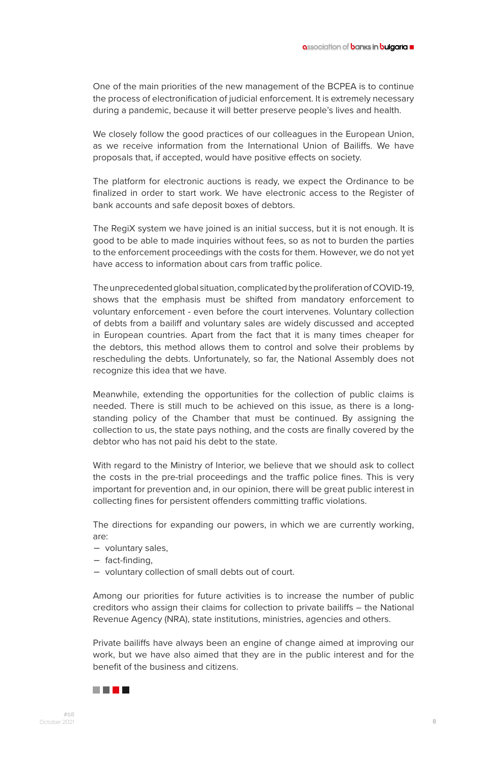One of the main priorities of the new management of the BCPEA is to continue the process of electronification of judicial enforcement. It is extremely necessary during a pandemic, because it will better preserve people's lives and health.

We closely follow the good practices of our colleagues in the European Union, as we receive information from the International Union of Bailiffs. We have proposals that, if accepted, would have positive effects on society.

The platform for electronic auctions is ready, we expect the Ordinance to be finalized in order to start work. We have electronic access to the Register of bank accounts and safe deposit boxes of debtors.

The RegiX system we have joined is an initial success, but it is not enough. It is good to be able to made inquiries without fees, so as not to burden the parties to the enforcement proceedings with the costs for them. However, we do not yet have access to information about cars from traffic police.

The unprecedented global situation, complicated by the proliferation of COVID-19, shows that the emphasis must be shifted from mandatory enforcement to voluntary enforcement - even before the court intervenes. Voluntary collection of debts from a bailiff and voluntary sales are widely discussed and accepted in European countries. Apart from the fact that it is many times cheaper for the debtors, this method allows them to control and solve their problems by rescheduling the debts. Unfortunately, so far, the National Assembly does not recognize this idea that we have.

Meanwhile, extending the opportunities for the collection of public claims is needed. There is still much to be achieved on this issue, as there is a long-standing policy of the Chamber that must be continued. By assigning the collection to us, the state pays nothing, and the costs are finally covered by the debtor who has not paid his debt to the state.

With regard to the Ministry of Interior, we believe that we should ask to collect the costs in the pre-trial proceedings and the traffic police fines. This is very important for prevention and, in our opinion, there will be great public interest in collecting fines for persistent offenders committing traffic violations.

The directions for expanding our powers, in which we are currently working, are:

- voluntary sales,
- fact-finding,
- voluntary collection of small debts out of court.

Among our priorities for future activities is to increase the number of public creditors who assign their claims for collection to private bailiffs – the National Revenue Agency (NRA), state institutions, ministries, agencies and others.

Private bailiffs have always been an engine of change aimed at improving our work, but we have also aimed that they are in the public interest and for the benefit of the business and citizens.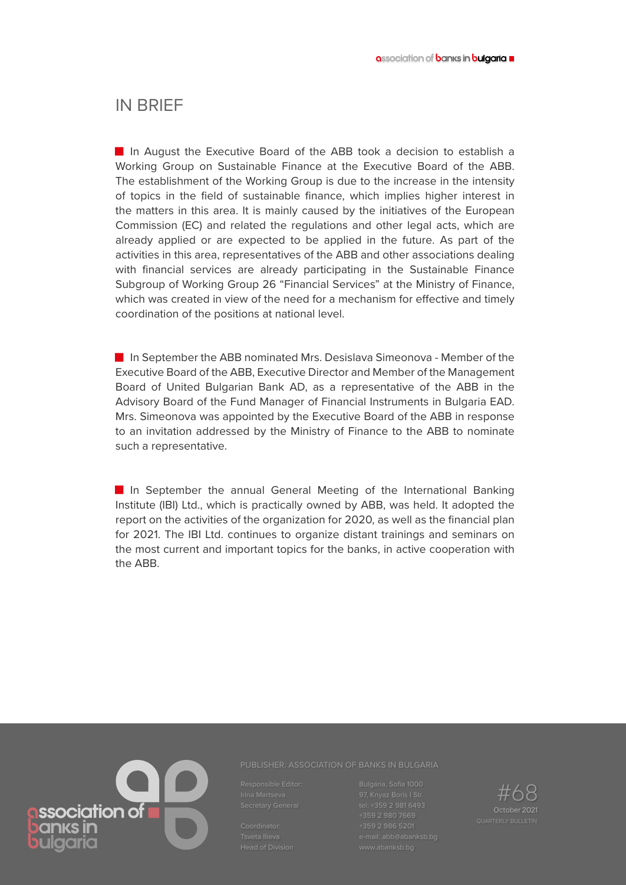## IN BRIEF

- In August the Executive Board of the ABB took a decision to establish a Working Group on Sustainable Finance at the Executive Board of the ABB. The establishment of the Working Group is due to the increase in the intensity of topics in the field of sustainable finance, which implies higher interest in the matters in this area. It is mainly caused by the initiatives of the European Commission (EC) and related the regulations and other legal acts, which are already applied or are expected to be applied in the future. As part of the activities in this area, representatives of the ABB and other associations dealing with financial services are already participating in the Sustainable Finance Subgroup of Working Group 26 "Financial Services" at the Ministry of Finance, which was created in view of the need for a mechanism for effective and timely coordination of the positions at national level.

- In September the ABB nominated Mrs. Desislava Simeonova - Member of the Executive Board of the ABB, Executive Director and Member of the Management Board of United Bulgarian Bank AD, as a representative of the ABB in the Advisory Board of the Fund Manager of Financial Instruments in Bulgaria EAD. Mrs. Simeonova was appointed by the Executive Board of the ABB in response to an invitation addressed by the Ministry of Finance to the ABB to nominate such a representative.

- In September the annual General Meeting of the International Banking Institute (IBI) Ltd., which is practically owned by ABB, was held. It adopted the report on the activities of the organization for 2020, as well as the financial plan for 2021. The IBI Ltd. continues to organize distant trainings and seminars on the most current and important topics for the banks, in active cooperation with the ABB.

association of banks in bulgaria

PUBLISHER: ASSOCIATION OF BANKS IN BULGARIA

Responsible Editor:
Irina Martseva
Secretary General

Coordinator:
Tsveta Ilieva
Head of Division

Bulgaria, Sofia 1000
97, Knyaz Boris I Str.
tel: +359 2 981 6493
+359 2 980 7669
+359 2 986 5201
e-mail: abb@abanksb.bg
www.abanksb.bg

#68
October 2021
QUARTERLY BULLETIN